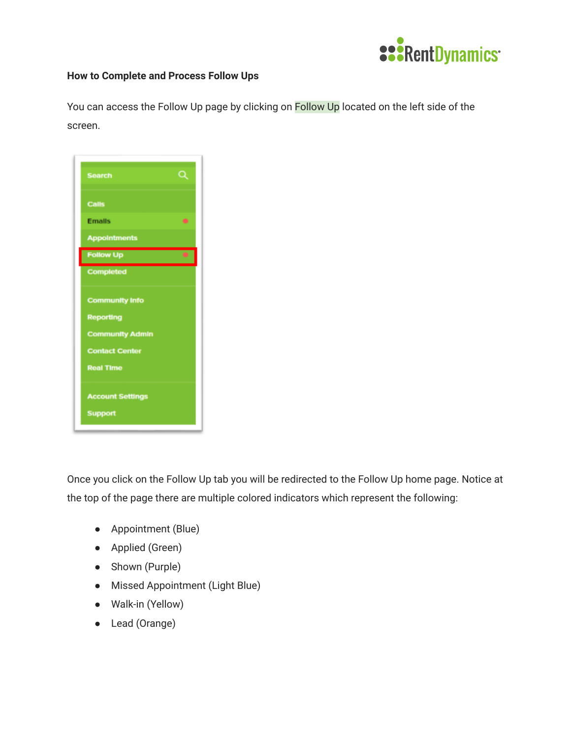**How to Complete and Process Follow Ups**

You can access the Follow Up page by clicking on Follow Up located on the left side of the screen.

Once you click on the Follow Up tab you will be redirected to the Follow Up home page. Notice at the top of the page there are multiple colored indicators which represent the following:

- Appointment (Blue)
- Applied (Green)
- Shown (Purple)
- Missed Appointment (Light Blue)
- Walk-in (Yellow)
- Lead (Orange)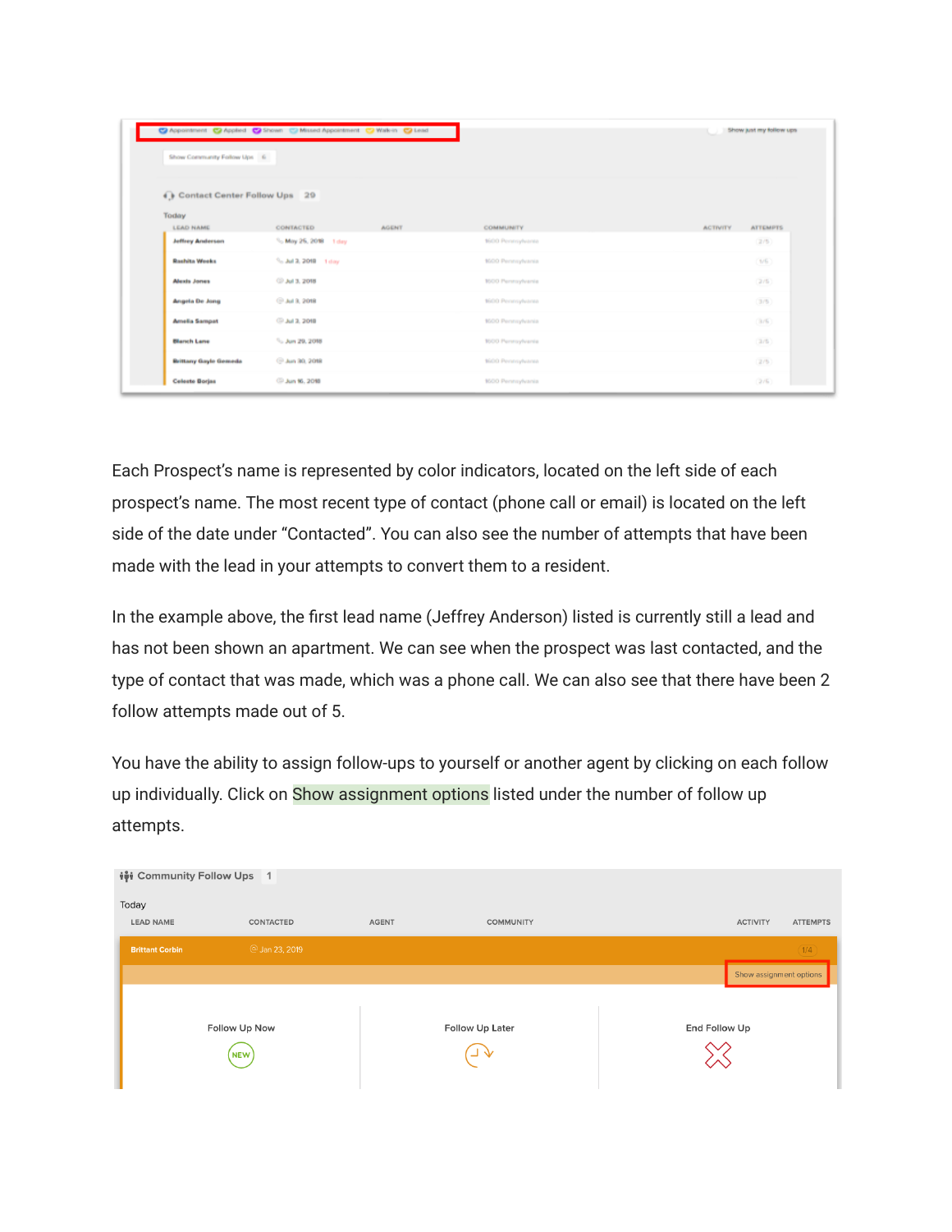Each Prospect's name is represented by color indicators, located on the left side of each prospect's name. The most recent type of contact (phone call or email) is located on the left side of the date under "Contacted". You can also see the number of attempts that have been made with the lead in your attempts to convert them to a resident.

In the example above, the first lead name (Jeffrey Anderson) listed is currently still a lead and has not been shown an apartment. We can see when the prospect was last contacted, and the type of contact that was made, which was a phone call. We can also see that there have been 2 follow attempts made out of 5.

You have the ability to assign follow-ups to yourself or another agent by clicking on each follow up individually. Click on Show assignment options listed under the number of follow up attempts.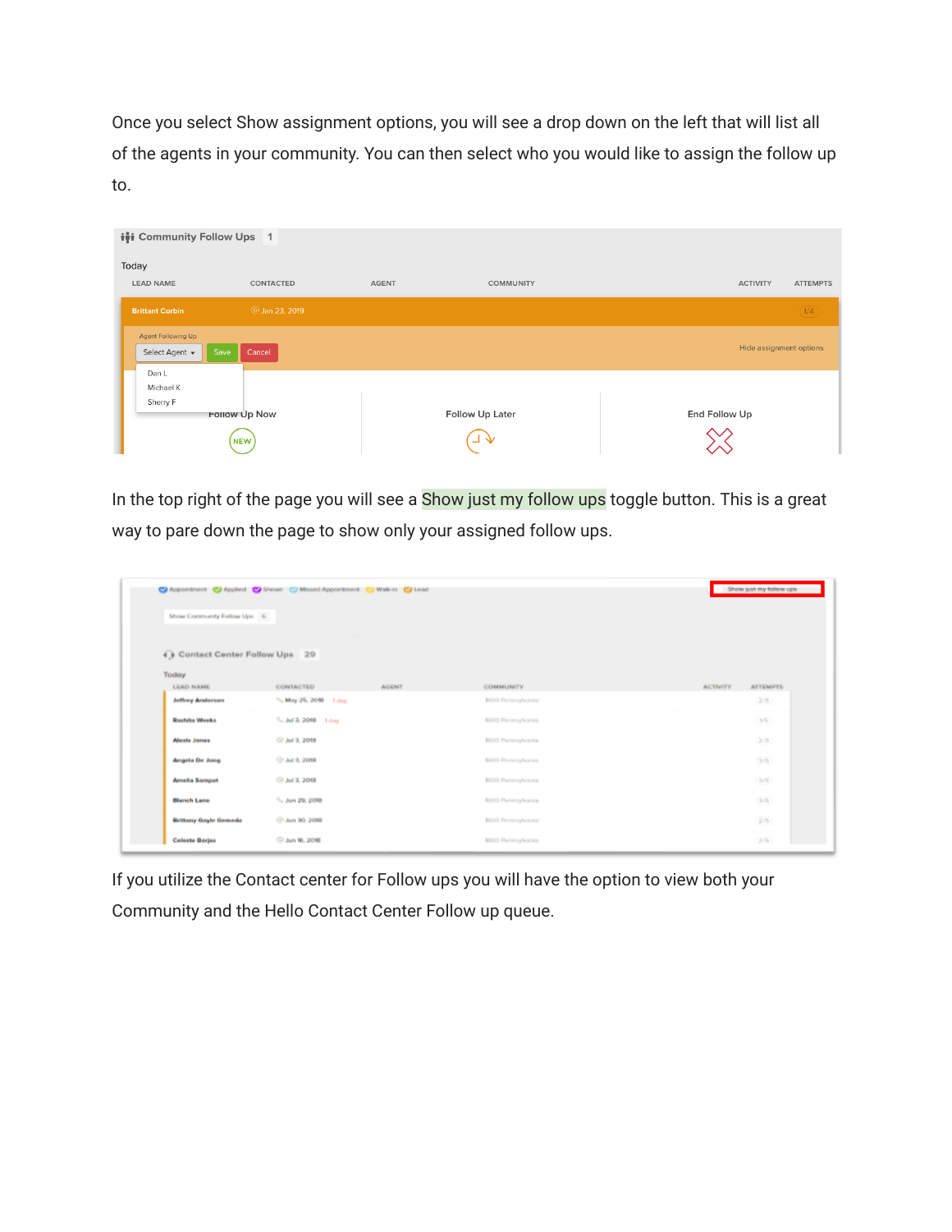Once you select Show assignment options, you will see a drop down on the left that will list all of the agents in your community. You can then select who you would like to assign the follow up to.

In the top right of the page you will see a Show just my follow ups toggle button. This is a great way to pare down the page to show only your assigned follow ups.

If you utilize the Contact center for Follow ups you will have the option to view both your Community and the Hello Contact Center Follow up queue.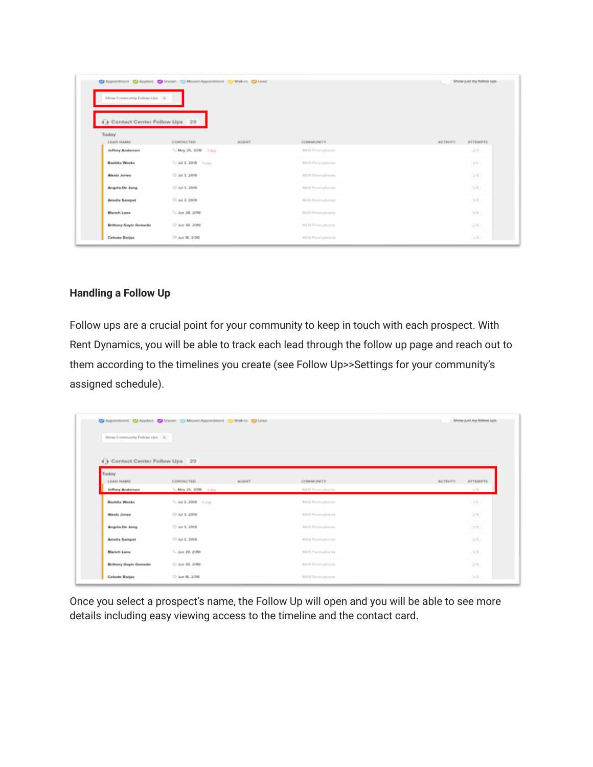## Handling a Follow Up

Follow ups are a crucial point for your community to keep in touch with each prospect. With Rent Dynamics, you will be able to track each lead through the follow up page and reach out to them according to the timelines you create (see Follow Up>>Settings for your community's assigned schedule).

Once you select a prospect's name, the Follow Up will open and you will be able to see more details including easy viewing access to the timeline and the contact card.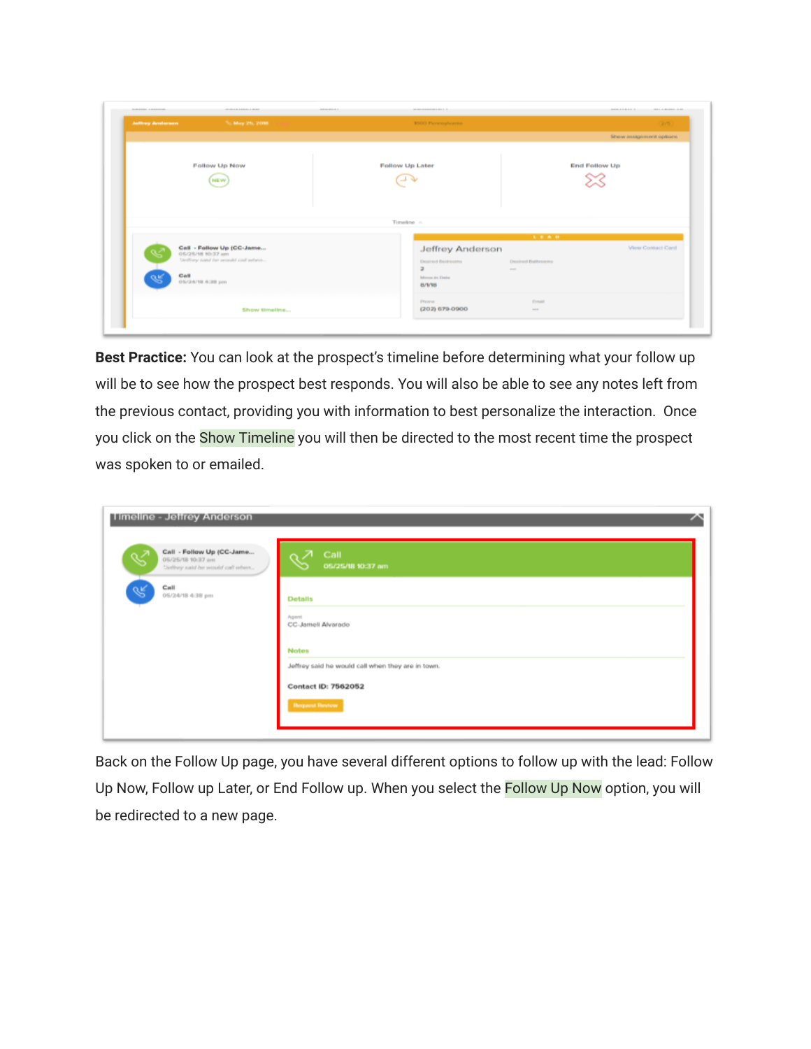**Best Practice:** You can look at the prospect's timeline before determining what your follow up will be to see how the prospect best responds. You will also be able to see any notes left from the previous contact, providing you with information to best personalize the interaction. Once you click on the Show Timeline you will then be directed to the most recent time the prospect was spoken to or emailed.

Back on the Follow Up page, you have several different options to follow up with the lead: Follow Up Now, Follow up Later, or End Follow up. When you select the Follow Up Now option, you will be redirected to a new page.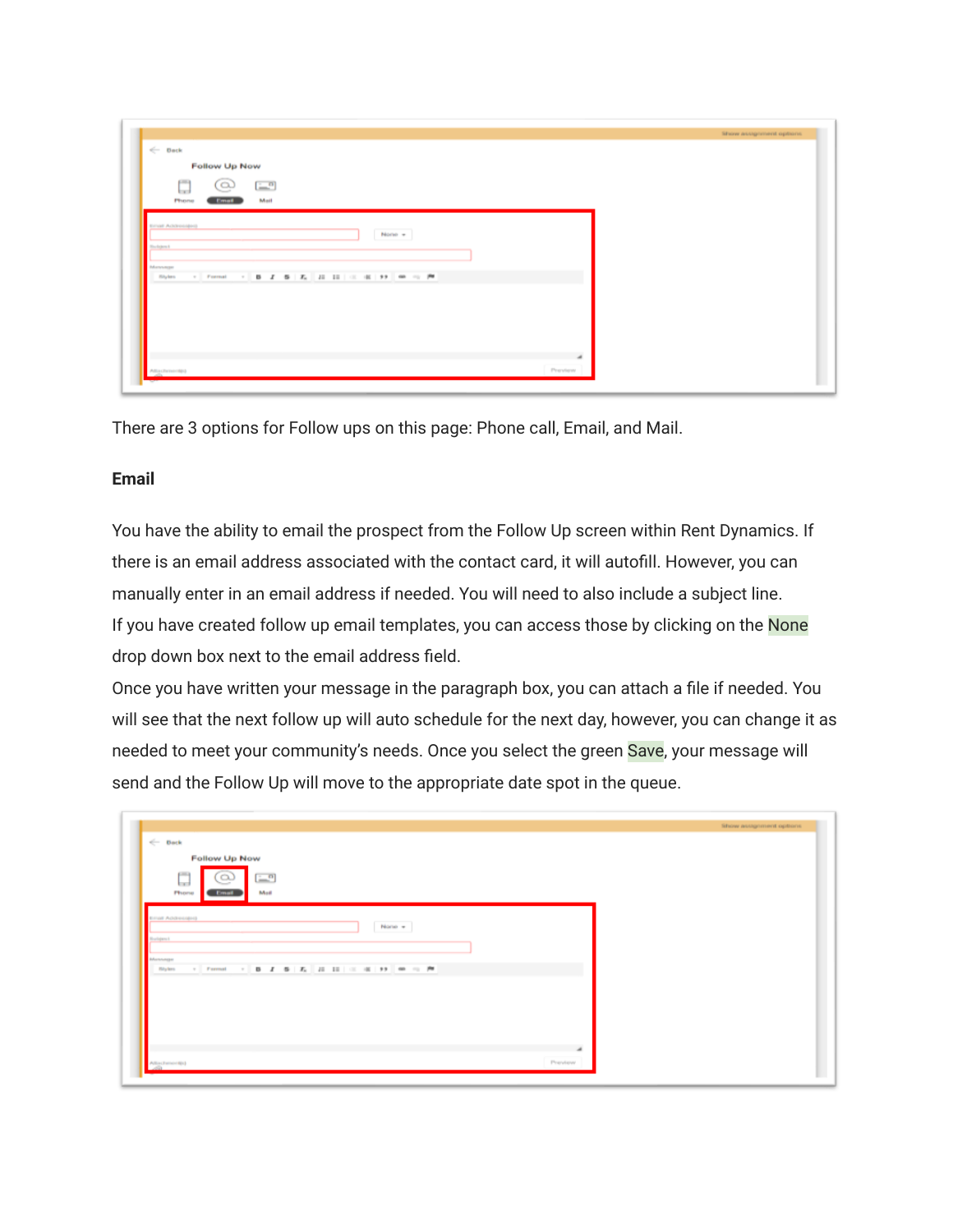There are 3 options for Follow ups on this page: Phone call, Email, and Mail.

**Email**

You have the ability to email the prospect from the Follow Up screen within Rent Dynamics. If there is an email address associated with the contact card, it will autofill. However, you can manually enter in an email address if needed. You will need to also include a subject line.
If you have created follow up email templates, you can access those by clicking on the None drop down box next to the email address field.
Once you have written your message in the paragraph box, you can attach a file if needed. You will see that the next follow up will auto schedule for the next day, however, you can change it as needed to meet your community's needs. Once you select the green Save, your message will send and the Follow Up will move to the appropriate date spot in the queue.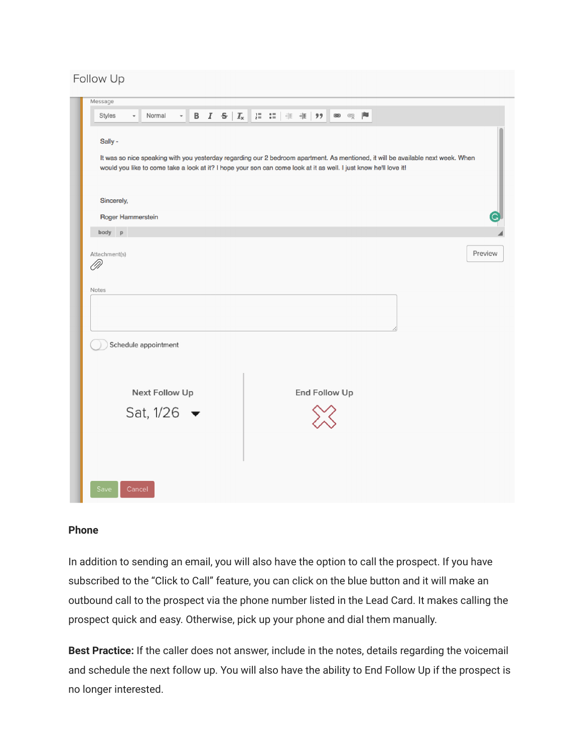Follow Up

Message

Sally -

It was so nice speaking with you yesterday regarding our 2 bedroom apartment. As mentioned, it will be available next week. When would you like to come take a look at it? I hope your son can come look at it as well. I just know he'll love it!

Sincerely,

Roger Hammerstein

Attachment(s)

Preview

Notes

Schedule appointment

Next Follow Up

Sat, 1/26

End Follow Up

Save Cancel

**Phone**

In addition to sending an email, you will also have the option to call the prospect. If you have subscribed to the "Click to Call" feature, you can click on the blue button and it will make an outbound call to the prospect via the phone number listed in the Lead Card. It makes calling the prospect quick and easy. Otherwise, pick up your phone and dial them manually.

**Best Practice:** If the caller does not answer, include in the notes, details regarding the voicemail and schedule the next follow up. You will also have the ability to End Follow Up if the prospect is no longer interested.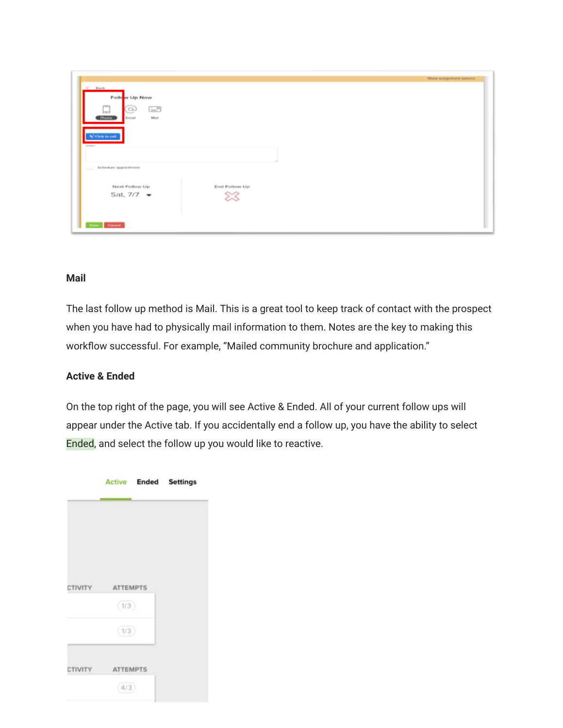### Mail

The last follow up method is Mail. This is a great tool to keep track of contact with the prospect when you have had to physically mail information to them. Notes are the key to making this workflow successful. For example, "Mailed community brochure and application."

### Active & Ended

On the top right of the page, you will see Active & Ended. All of your current follow ups will appear under the Active tab. If you accidentally end a follow up, you have the ability to select Ended, and select the follow up you would like to reactive.